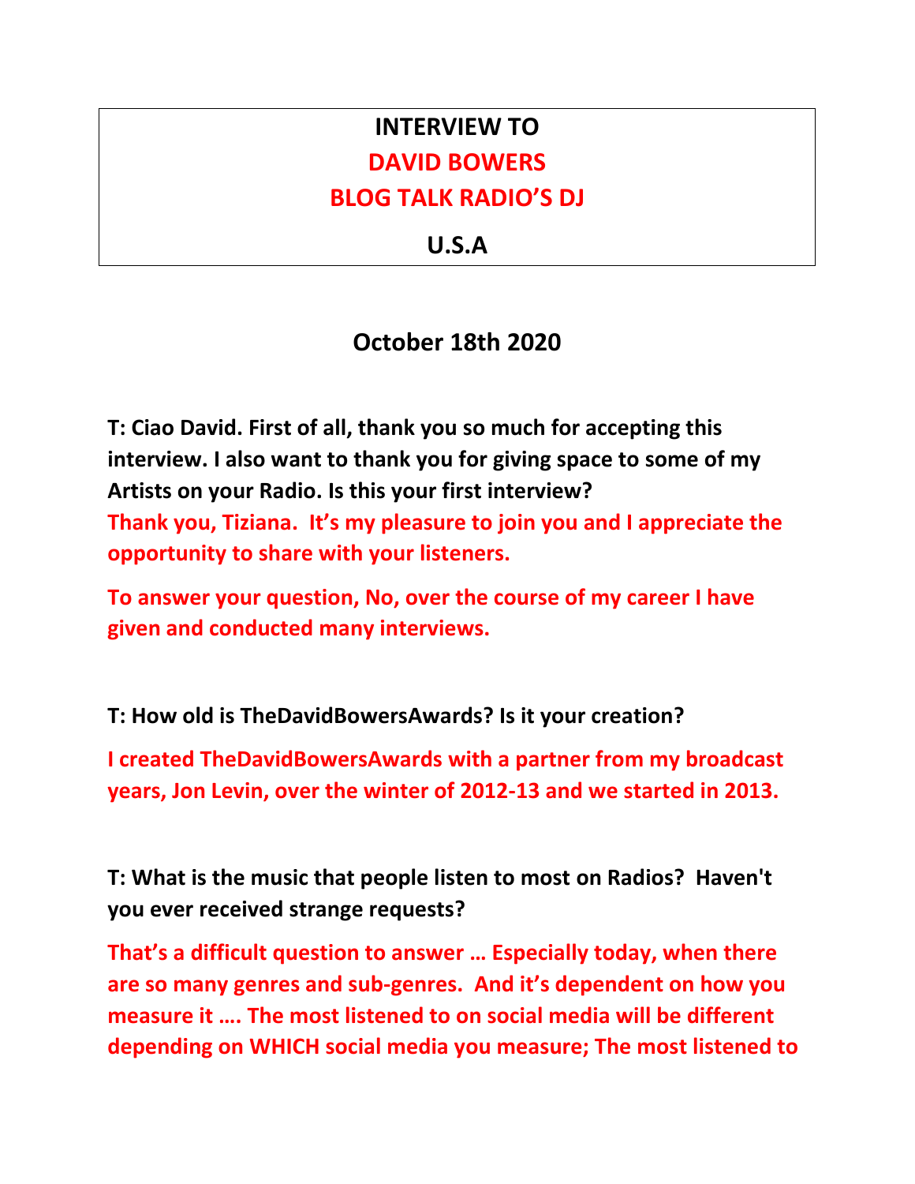# INTERVIEW TO
# DAVID BOWERS
# BLOG TALK RADIO'S DJ
# U.S.A

## October 18th 2020

**T: Ciao David. First of all, thank you so much for accepting this interview. I also want to thank you for giving space to some of my Artists on your Radio. Is this your first interview?**

**Thank you, Tiziana. It's my pleasure to join you and I appreciate the opportunity to share with your listeners.**

**To answer your question, No, over the course of my career I have given and conducted many interviews.**

**T: How old is TheDavidBowersAwards? Is it your creation?**

**I created TheDavidBowersAwards with a partner from my broadcast years, Jon Levin, over the winter of 2012-13 and we started in 2013.**

**T: What is the music that people listen to most on Radios? Haven't you ever received strange requests?**

**That's a difficult question to answer … Especially today, when there are so many genres and sub-genres. And it's dependent on how you measure it …. The most listened to on social media will be different depending on WHICH social media you measure; The most listened to**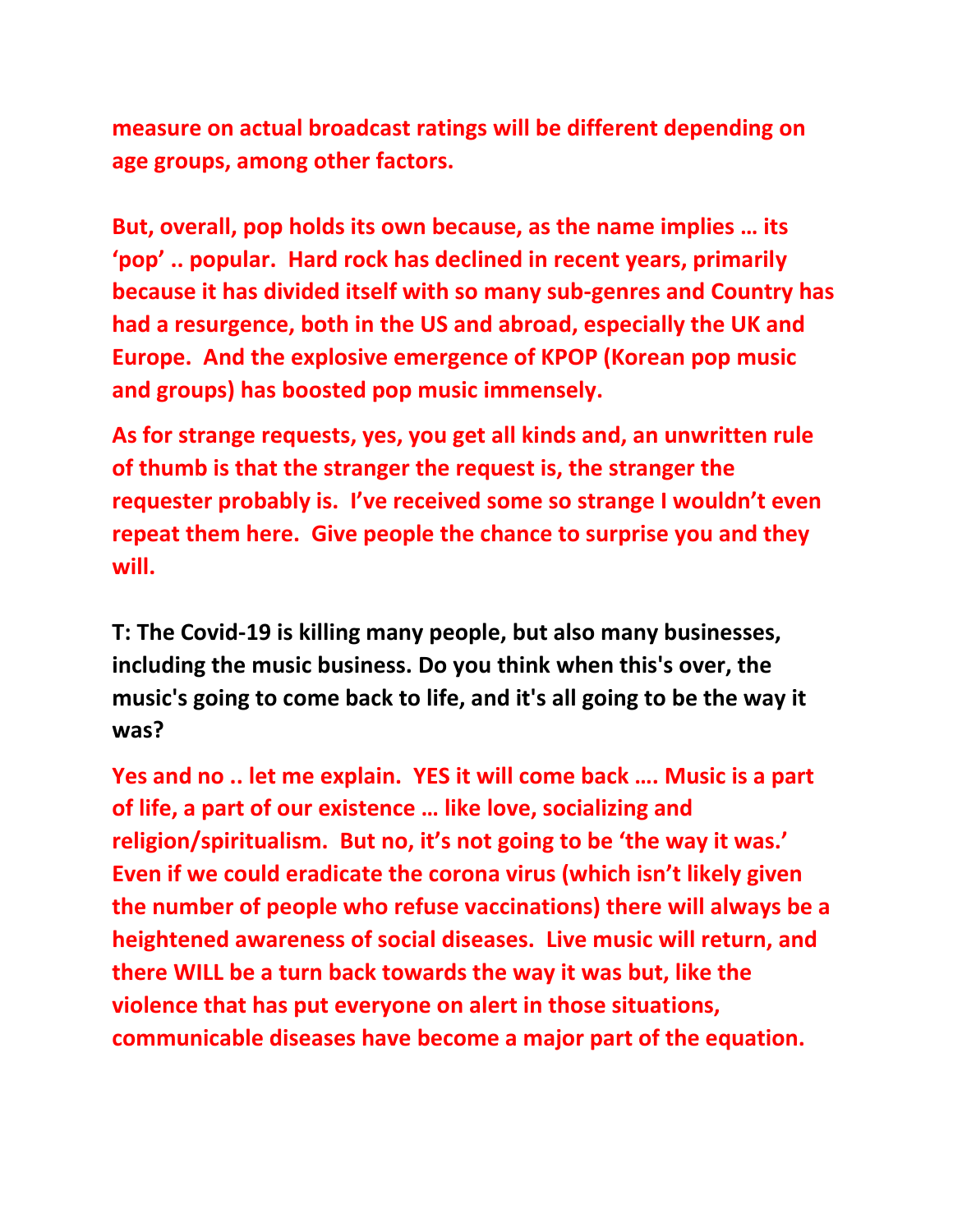**measure on actual broadcast ratings will be different depending on age groups, among other factors.**

**But, overall, pop holds its own because, as the name implies … its 'pop' .. popular. Hard rock has declined in recent years, primarily because it has divided itself with so many sub-genres and Country has had a resurgence, both in the US and abroad, especially the UK and Europe. And the explosive emergence of KPOP (Korean pop music and groups) has boosted pop music immensely.**

**As for strange requests, yes, you get all kinds and, an unwritten rule of thumb is that the stranger the request is, the stranger the requester probably is. I've received some so strange I wouldn't even repeat them here. Give people the chance to surprise you and they will.**

**T: The Covid-19 is killing many people, but also many businesses, including the music business. Do you think when this's over, the music's going to come back to life, and it's all going to be the way it was?**

**Yes and no .. let me explain. YES it will come back …. Music is a part of life, a part of our existence … like love, socializing and religion/spiritualism. But no, it's not going to be 'the way it was.' Even if we could eradicate the corona virus (which isn't likely given the number of people who refuse vaccinations) there will always be a heightened awareness of social diseases. Live music will return, and there WILL be a turn back towards the way it was but, like the violence that has put everyone on alert in those situations, communicable diseases have become a major part of the equation.**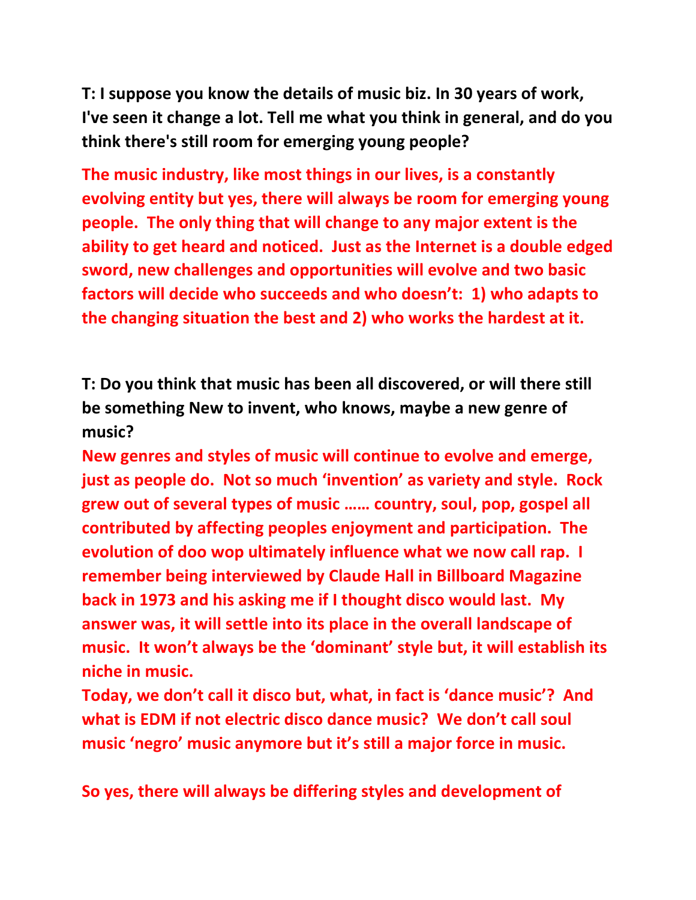**T: I suppose you know the details of music biz. In 30 years of work, I've seen it change a lot. Tell me what you think in general, and do you think there's still room for emerging young people?**

**The music industry, like most things in our lives, is a constantly evolving entity but yes, there will always be room for emerging young people. The only thing that will change to any major extent is the ability to get heard and noticed. Just as the Internet is a double edged sword, new challenges and opportunities will evolve and two basic factors will decide who succeeds and who doesn't: 1) who adapts to the changing situation the best and 2) who works the hardest at it.**

**T: Do you think that music has been all discovered, or will there still be something New to invent, who knows, maybe a new genre of music?**

**New genres and styles of music will continue to evolve and emerge, just as people do. Not so much 'invention' as variety and style. Rock grew out of several types of music …… country, soul, pop, gospel all contributed by affecting peoples enjoyment and participation. The evolution of doo wop ultimately influence what we now call rap. I remember being interviewed by Claude Hall in Billboard Magazine back in 1973 and his asking me if I thought disco would last. My answer was, it will settle into its place in the overall landscape of music. It won't always be the 'dominant' style but, it will establish its niche in music.**

**Today, we don't call it disco but, what, in fact is 'dance music'? And what is EDM if not electric disco dance music? We don't call soul music 'negro' music anymore but it's still a major force in music.**

**So yes, there will always be differing styles and development of**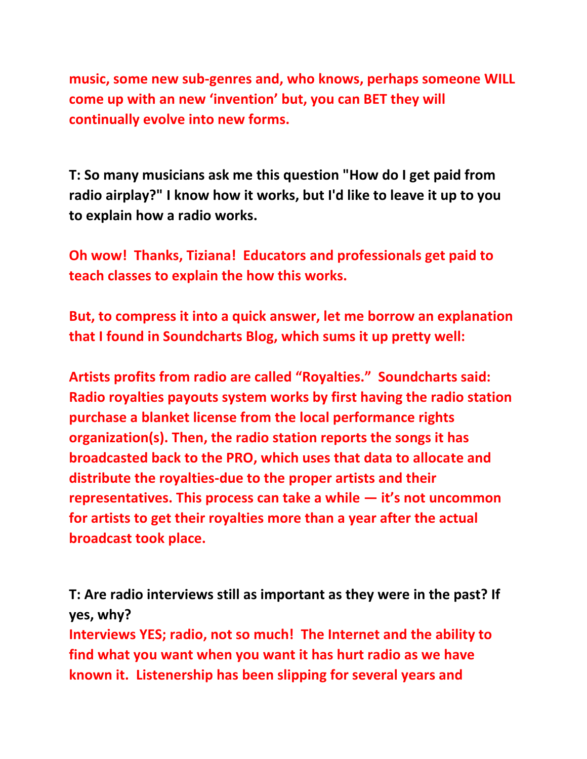**music, some new sub-genres and, who knows, perhaps someone WILL come up with an new 'invention' but, you can BET they will continually evolve into new forms.**

**T: So many musicians ask me this question "How do I get paid from radio airplay?" I know how it works, but I'd like to leave it up to you to explain how a radio works.**

**Oh wow! Thanks, Tiziana! Educators and professionals get paid to teach classes to explain the how this works.**

**But, to compress it into a quick answer, let me borrow an explanation that I found in Soundcharts Blog, which sums it up pretty well:**

**Artists profits from radio are called "Royalties." Soundcharts said: Radio royalties payouts system works by first having the radio station purchase a blanket license from the local performance rights organization(s). Then, the radio station reports the songs it has broadcasted back to the PRO, which uses that data to allocate and distribute the royalties-due to the proper artists and their representatives. This process can take a while — it's not uncommon for artists to get their royalties more than a year after the actual broadcast took place.**

**T: Are radio interviews still as important as they were in the past? If yes, why?**

**Interviews YES; radio, not so much! The Internet and the ability to find what you want when you want it has hurt radio as we have known it. Listenership has been slipping for several years and**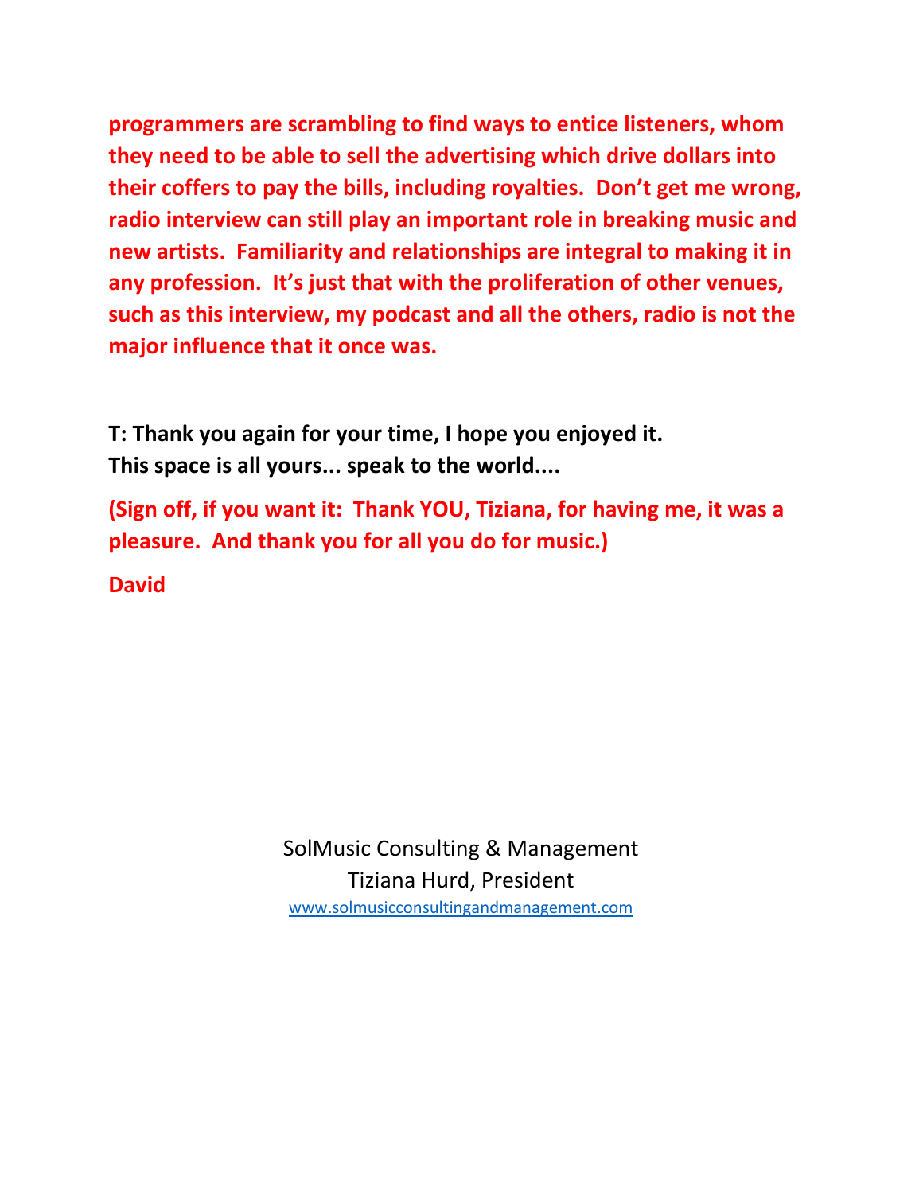**programmers are scrambling to find ways to entice listeners, whom they need to be able to sell the advertising which drive dollars into their coffers to pay the bills, including royalties. Don't get me wrong, radio interview can still play an important role in breaking music and new artists. Familiarity and relationships are integral to making it in any profession. It's just that with the proliferation of other venues, such as this interview, my podcast and all the others, radio is not the major influence that it once was.**

**T: Thank you again for your time, I hope you enjoyed it.**
**This space is all yours... speak to the world....**

**(Sign off, if you want it: Thank YOU, Tiziana, for having me, it was a pleasure. And thank you for all you do for music.)**

**David**

SolMusic Consulting & Management
Tiziana Hurd, President
www.solmusicconsultingandmanagement.com